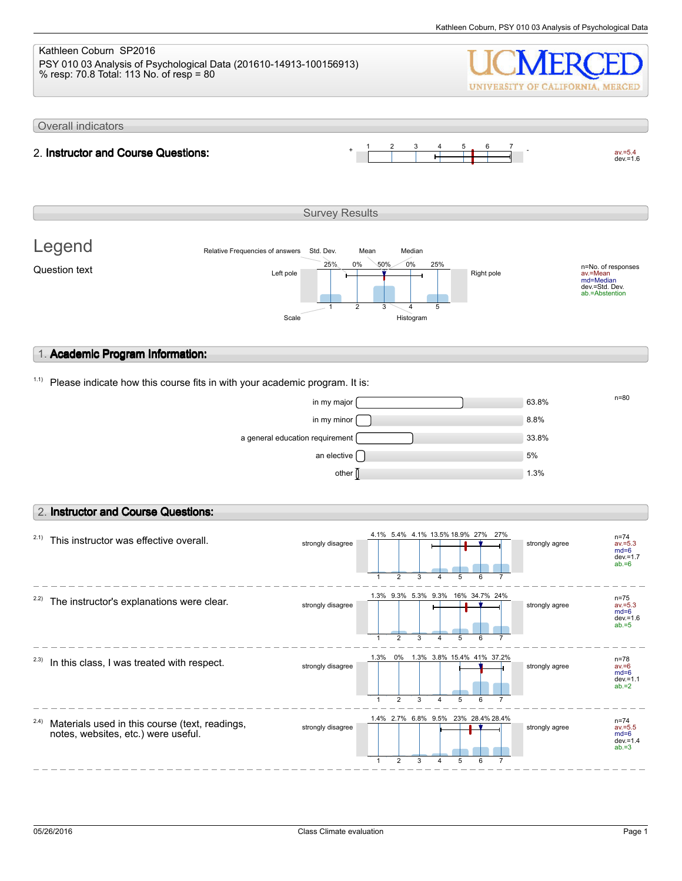Kathleen Coburn SP2016

PSY 010 03 Analysis of Psychological Data (201610-14913-100156913)

% resp: 70.8 Total: 113 No. of resp = 80

UCMERCED
UNIVERSITY OF CALIFORNIA, MERCED

## Overall indicators

**2. Instructor and Course Questions:**

| + | 1 | 2 | 3 | 4 | 5 | 6 | 7 | - | av.=5.4 dev.=1.6 |
|---|---|---|---|---|---|---|---|---|---|

## Survey Results

## Legend

Question text

| Left pole | 25% | 0% | 50% | 0% | 25% | Right pole |
|---|---|---|---|---|---|---|
| Scale | 1 | 2 | 3 | 4 | 5 | |

Relative Frequencies of answers, Std. Dev., Mean, Median, Scale, Histogram

n=No. of responses
av.=Mean
md=Median
dev.=Std. Dev.
ab.=Abstention

## 1. Academic Program Information:

1.1) Please indicate how this course fits in with your academic program. It is:

n=80

| Option | Percent |
|---|---|
| in my major | 63.8% |
| in my minor | 8.8% |
| a general education requirement | 33.8% |
| an elective | 5% |
| other | 1.3% |

## 2. Instructor and Course Questions:

| Question | Left pole | 1 | 2 | 3 | 4 | 5 | 6 | 7 | Right pole | Statistics |
|---|---|---|---|---|---|---|---|---|---|---|
| 2.1) This instructor was effective overall. | strongly disagree | 4.1% | 5.4% | 4.1% | 13.5% | 18.9% | 27% | 27% | strongly agree | n=74 av.=5.3 md=6 dev.=1.7 ab.=6 |
| 2.2) The instructor's explanations were clear. | strongly disagree | 1.3% | 9.3% | 5.3% | 9.3% | 16% | 34.7% | 24% | strongly agree | n=75 av.=5.3 md=6 dev.=1.6 ab.=5 |
| 2.3) In this class, I was treated with respect. | strongly disagree | 1.3% | 0% | 1.3% | 3.8% | 15.4% | 41% | 37.2% | strongly agree | n=78 av.=6 md=6 dev.=1.1 ab.=2 |
| 2.4) Materials used in this course (text, readings, notes, websites, etc.) were useful. | strongly disagree | 1.4% | 2.7% | 6.8% | 9.5% | 23% | 28.4% | 28.4% | strongly agree | n=74 av.=5.5 md=6 dev.=1.4 ab.=3 |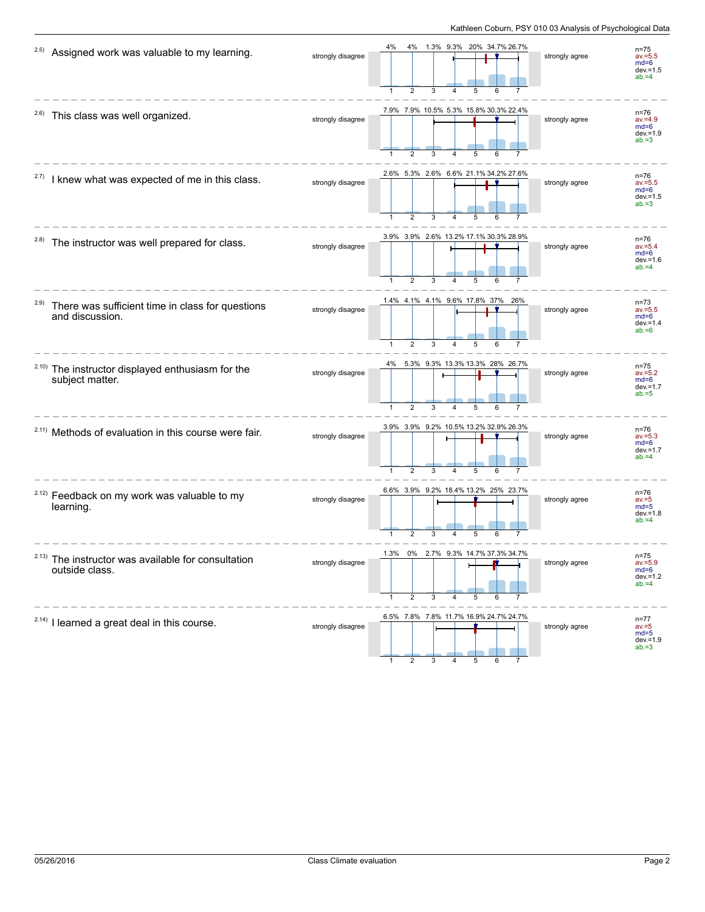2.5) Assigned work was valuable to my learning.

| strongly disagree | 1 | 2 | 3 | 4 | 5 | 6 | 7 | strongly agree | |
|---|---|---|---|---|---|---|---|---|---|
| | 4% | 4% | 1.3% | 9.3% | 20% | 34.7% | 26.7% | | n=75, av.=5.5, md=6, dev.=1.5, ab.=4 |

2.6) This class was well organized.

| strongly disagree | 1 | 2 | 3 | 4 | 5 | 6 | 7 | strongly agree | |
|---|---|---|---|---|---|---|---|---|---|
| | 7.9% | 7.9% | 10.5% | 5.3% | 15.8% | 30.3% | 22.4% | | n=76, av.=4.9, md=6, dev.=1.9, ab.=3 |

2.7) I knew what was expected of me in this class.

| strongly disagree | 1 | 2 | 3 | 4 | 5 | 6 | 7 | strongly agree | |
|---|---|---|---|---|---|---|---|---|---|
| | 2.6% | 5.3% | 2.6% | 6.6% | 21.1% | 34.2% | 27.6% | | n=76, av.=5.5, md=6, dev.=1.5, ab.=3 |

2.8) The instructor was well prepared for class.

| strongly disagree | 1 | 2 | 3 | 4 | 5 | 6 | 7 | strongly agree | |
|---|---|---|---|---|---|---|---|---|---|
| | 3.9% | 3.9% | 2.6% | 13.2% | 17.1% | 30.3% | 28.9% | | n=76, av.=5.4, md=6, dev.=1.6, ab.=4 |

2.9) There was sufficient time in class for questions and discussion.

| strongly disagree | 1 | 2 | 3 | 4 | 5 | 6 | 7 | strongly agree | |
|---|---|---|---|---|---|---|---|---|---|
| | 1.4% | 4.1% | 4.1% | 9.6% | 17.8% | 37% | 26% | | n=73, av.=5.5, md=6, dev.=1.4, ab.=6 |

2.10) The instructor displayed enthusiasm for the subject matter.

| strongly disagree | 1 | 2 | 3 | 4 | 5 | 6 | 7 | strongly agree | |
|---|---|---|---|---|---|---|---|---|---|
| | 4% | 5.3% | 9.3% | 13.3% | 13.3% | 28% | 26.7% | | n=75, av.=5.2, md=6, dev.=1.7, ab.=5 |

2.11) Methods of evaluation in this course were fair.

| strongly disagree | 1 | 2 | 3 | 4 | 5 | 6 | 7 | strongly agree | |
|---|---|---|---|---|---|---|---|---|---|
| | 3.9% | 3.9% | 9.2% | 10.5% | 13.2% | 32.9% | 26.3% | | n=76, av.=5.3, md=6, dev.=1.7, ab.=4 |

2.12) Feedback on my work was valuable to my learning.

| strongly disagree | 1 | 2 | 3 | 4 | 5 | 6 | 7 | strongly agree | |
|---|---|---|---|---|---|---|---|---|---|
| | 6.6% | 3.9% | 9.2% | 18.4% | 13.2% | 25% | 23.7% | | n=76, av.=5, md=5, dev.=1.8, ab.=4 |

2.13) The instructor was available for consultation outside class.

| strongly disagree | 1 | 2 | 3 | 4 | 5 | 6 | 7 | strongly agree | |
|---|---|---|---|---|---|---|---|---|---|
| | 1.3% | 0% | 2.7% | 9.3% | 14.7% | 37.3% | 34.7% | | n=75, av.=5.9, md=6, dev.=1.2, ab.=4 |

2.14) I learned a great deal in this course.

| strongly disagree | 1 | 2 | 3 | 4 | 5 | 6 | 7 | strongly agree | |
|---|---|---|---|---|---|---|---|---|---|
| | 6.5% | 7.8% | 7.8% | 11.7% | 16.9% | 24.7% | 24.7% | | n=77, av.=5, md=5, dev.=1.9, ab.=3 |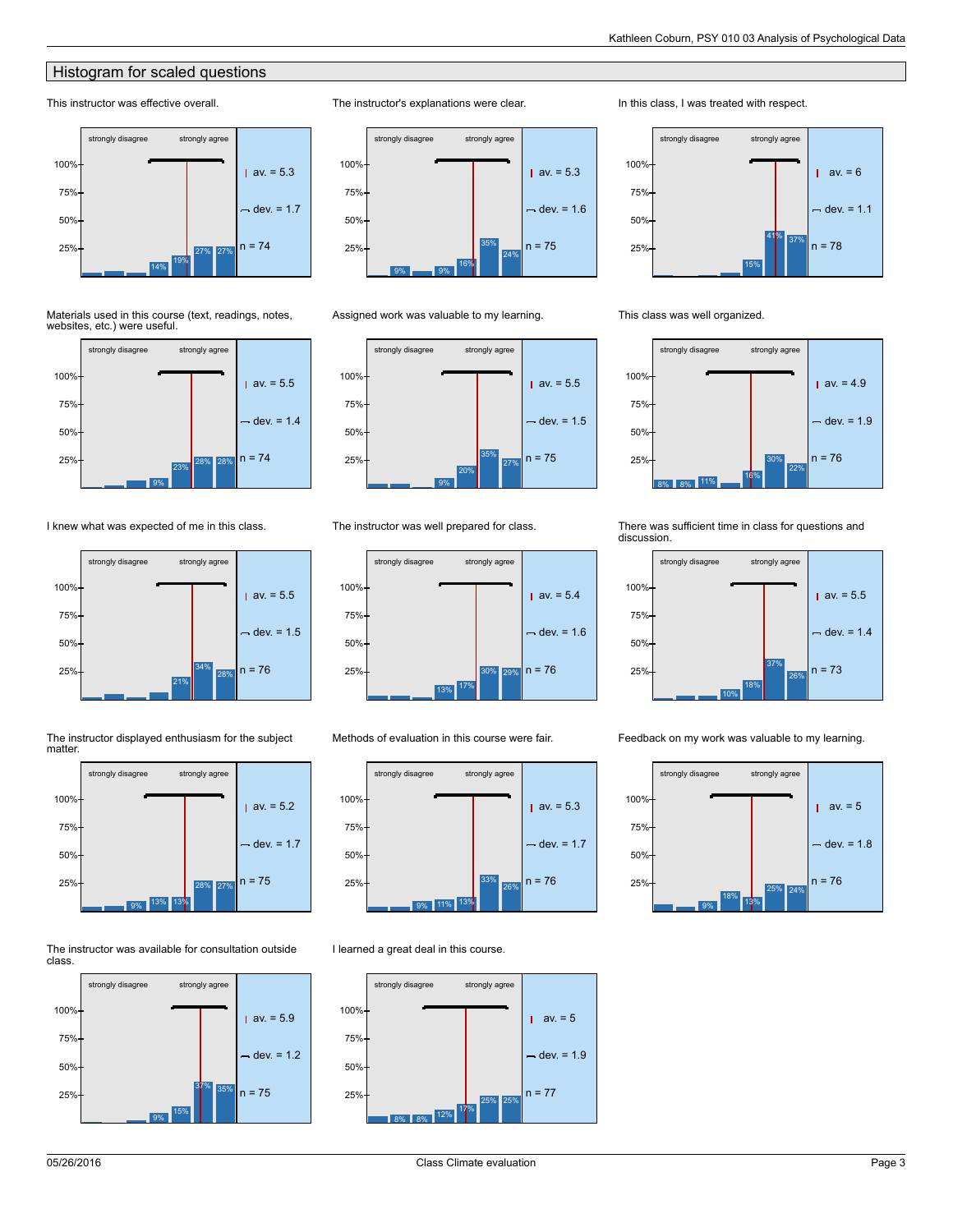## Histogram for scaled questions

**This instructor was effective overall.**

strongly disagree — strongly agree

Bar labels: 14%, 19%, 27%, 27%

av. = 5.3
dev. = 1.7
n = 74

**The instructor's explanations were clear.**

strongly disagree — strongly agree

Bar labels: 9%, 9%, 16%, 35%, 24%

av. = 5.3
dev. = 1.6
n = 75

**In this class, I was treated with respect.**

strongly disagree — strongly agree

Bar labels: 15%, 41%, 37%

av. = 6
dev. = 1.1
n = 78

**Materials used in this course (text, readings, notes, websites, etc.) were useful.**

strongly disagree — strongly agree

Bar labels: 9%, 23%, 28%, 28%

av. = 5.5
dev. = 1.4
n = 74

**Assigned work was valuable to my learning.**

strongly disagree — strongly agree

Bar labels: 9%, 20%, 35%, 27%

av. = 5.5
dev. = 1.5
n = 75

**This class was well organized.**

strongly disagree — strongly agree

Bar labels: 8%, 8%, 11%, 16%, 30%, 22%

av. = 4.9
dev. = 1.9
n = 76

**I knew what was expected of me in this class.**

strongly disagree — strongly agree

Bar labels: 21%, 34%, 28%

av. = 5.5
dev. = 1.5
n = 76

**The instructor was well prepared for class.**

strongly disagree — strongly agree

Bar labels: 13%, 17%, 30%, 29%

av. = 5.4
dev. = 1.6
n = 76

**There was sufficient time in class for questions and discussion.**

strongly disagree — strongly agree

Bar labels: 10%, 18%, 37%, 26%

av. = 5.5
dev. = 1.4
n = 73

**The instructor displayed enthusiasm for the subject matter.**

strongly disagree — strongly agree

Bar labels: 9%, 13%, 13%, 28%, 27%

av. = 5.2
dev. = 1.7
n = 75

**Methods of evaluation in this course were fair.**

strongly disagree — strongly agree

Bar labels: 9%, 11%, 13%, 33%, 26%

av. = 5.3
dev. = 1.7
n = 76

**Feedback on my work was valuable to my learning.**

strongly disagree — strongly agree

Bar labels: 9%, 18%, 13%, 25%, 24%

av. = 5
dev. = 1.8
n = 76

**The instructor was available for consultation outside class.**

strongly disagree — strongly agree

Bar labels: 9%, 15%, 37%, 35%

av. = 5.9
dev. = 1.2
n = 75

**I learned a great deal in this course.**

strongly disagree — strongly agree

Bar labels: 8%, 8%, 12%, 17%, 25%, 25%

av. = 5
dev. = 1.9
n = 77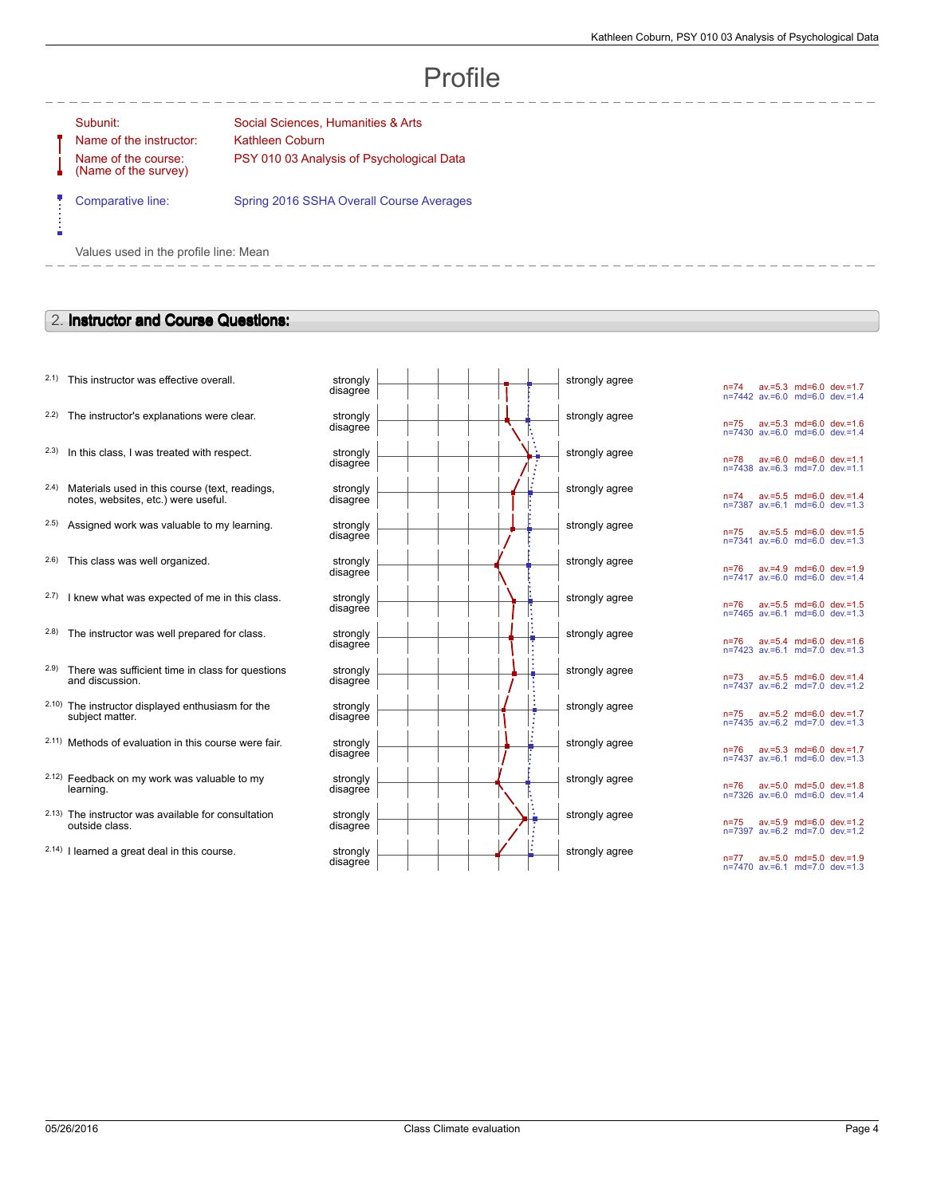# Profile

Subunit: Social Sciences, Humanities & Arts

Name of the instructor: Kathleen Coburn

Name of the course: (Name of the survey) PSY 010 03 Analysis of Psychological Data

Comparative line: Spring 2016 SSHA Overall Course Averages

Values used in the profile line: Mean

## 2. Instructor and Course Questions:

| # | Question | Left pole | Right pole | n | av. | md | dev. |
|---|---|---|---|---|---|---|---|
| 2.1) | This instructor was effective overall. | strongly disagree | strongly agree | n=74 | av.=5.3 | md=6.0 | dev.=1.7 |
| | | | | n=7442 | av.=6.0 | md=6.0 | dev.=1.4 |
| 2.2) | The instructor's explanations were clear. | strongly disagree | strongly agree | n=75 | av.=5.3 | md=6.0 | dev.=1.6 |
| | | | | n=7430 | av.=6.0 | md=6.0 | dev.=1.4 |
| 2.3) | In this class, I was treated with respect. | strongly disagree | strongly agree | n=78 | av.=6.0 | md=6.0 | dev.=1.1 |
| | | | | n=7438 | av.=6.3 | md=7.0 | dev.=1.1 |
| 2.4) | Materials used in this course (text, readings, notes, websites, etc.) were useful. | strongly disagree | strongly agree | n=74 | av.=5.5 | md=6.0 | dev.=1.4 |
| | | | | n=7387 | av.=6.1 | md=6.0 | dev.=1.3 |
| 2.5) | Assigned work was valuable to my learning. | strongly disagree | strongly agree | n=75 | av.=5.5 | md=6.0 | dev.=1.5 |
| | | | | n=7341 | av.=6.0 | md=6.0 | dev.=1.3 |
| 2.6) | This class was well organized. | strongly disagree | strongly agree | n=76 | av.=4.9 | md=6.0 | dev.=1.9 |
| | | | | n=7417 | av.=6.0 | md=6.0 | dev.=1.4 |
| 2.7) | I knew what was expected of me in this class. | strongly disagree | strongly agree | n=76 | av.=5.5 | md=6.0 | dev.=1.5 |
| | | | | n=7465 | av.=6.1 | md=6.0 | dev.=1.3 |
| 2.8) | The instructor was well prepared for class. | strongly disagree | strongly agree | n=76 | av.=5.4 | md=6.0 | dev.=1.6 |
| | | | | n=7423 | av.=6.1 | md=7.0 | dev.=1.3 |
| 2.9) | There was sufficient time in class for questions and discussion. | strongly disagree | strongly agree | n=73 | av.=5.5 | md=6.0 | dev.=1.4 |
| | | | | n=7437 | av.=6.2 | md=7.0 | dev.=1.2 |
| 2.10) | The instructor displayed enthusiasm for the subject matter. | strongly disagree | strongly agree | n=75 | av.=5.2 | md=6.0 | dev.=1.7 |
| | | | | n=7435 | av.=6.2 | md=7.0 | dev.=1.3 |
| 2.11) | Methods of evaluation in this course were fair. | strongly disagree | strongly agree | n=76 | av.=5.3 | md=6.0 | dev.=1.7 |
| | | | | n=7437 | av.=6.1 | md=6.0 | dev.=1.3 |
| 2.12) | Feedback on my work was valuable to my learning. | strongly disagree | strongly agree | n=76 | av.=5.0 | md=5.0 | dev.=1.8 |
| | | | | n=7326 | av.=6.0 | md=6.0 | dev.=1.4 |
| 2.13) | The instructor was available for consultation outside class. | strongly disagree | strongly agree | n=75 | av.=5.9 | md=6.0 | dev.=1.2 |
| | | | | n=7397 | av.=6.2 | md=7.0 | dev.=1.2 |
| 2.14) | I learned a great deal in this course. | strongly disagree | strongly agree | n=77 | av.=5.0 | md=5.0 | dev.=1.9 |
| | | | | n=7470 | av.=6.1 | md=7.0 | dev.=1.3 |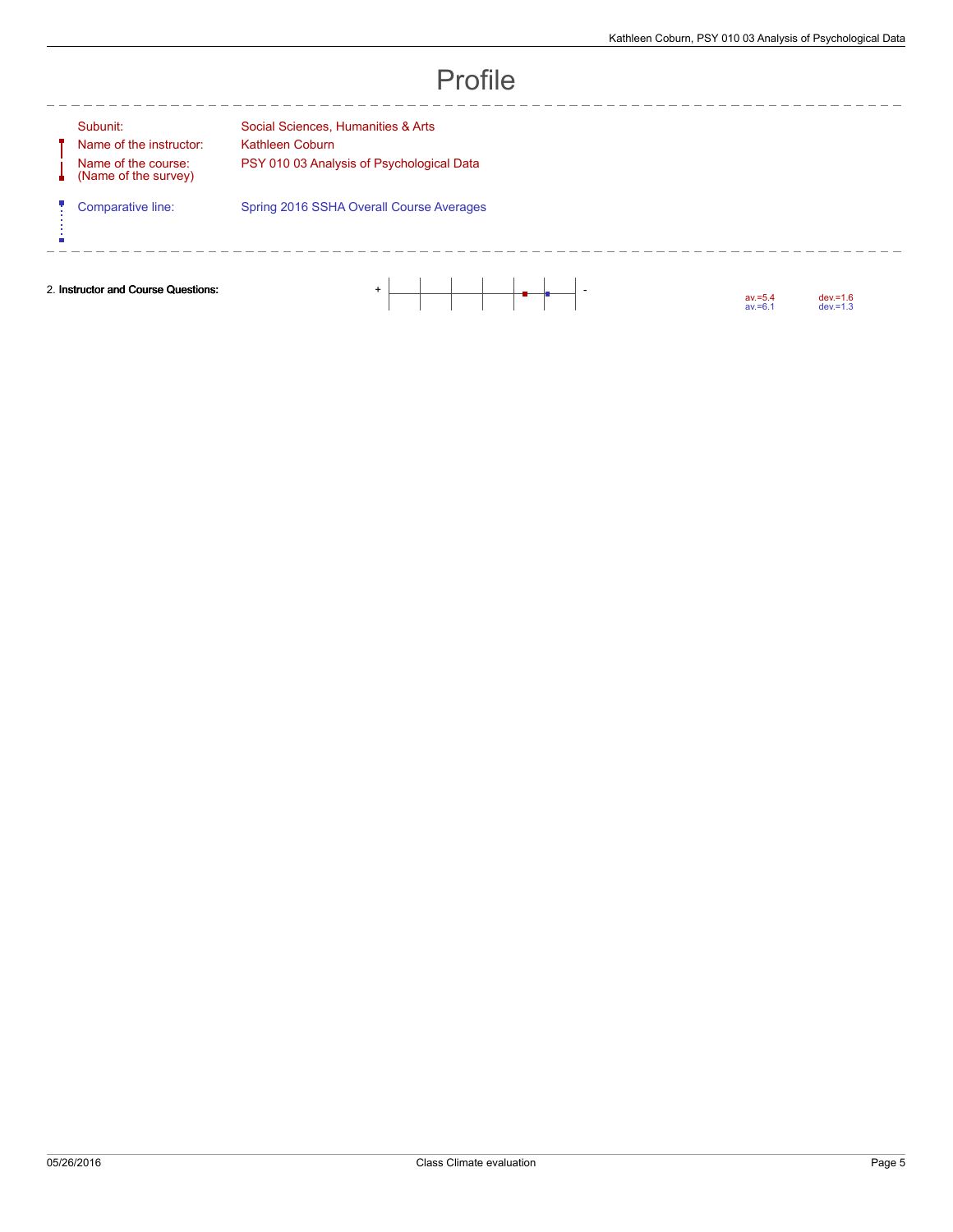# Profile

| | |
|---|---|
| Subunit: | Social Sciences, Humanities & Arts |
| Name of the instructor: | Kathleen Coburn |
| Name of the course: (Name of the survey) | PSY 010 03 Analysis of Psychological Data |
| Comparative line: | Spring 2016 SSHA Overall Course Averages |

2. **Instructor and Course Questions:**

| | + | - | av. | dev. |
|---|---|---|---|---|
| PSY 010 03 Analysis of Psychological Data | | | av.=5.4 | dev.=1.6 |
| Spring 2016 SSHA Overall Course Averages | | | av.=6.1 | dev.=1.3 |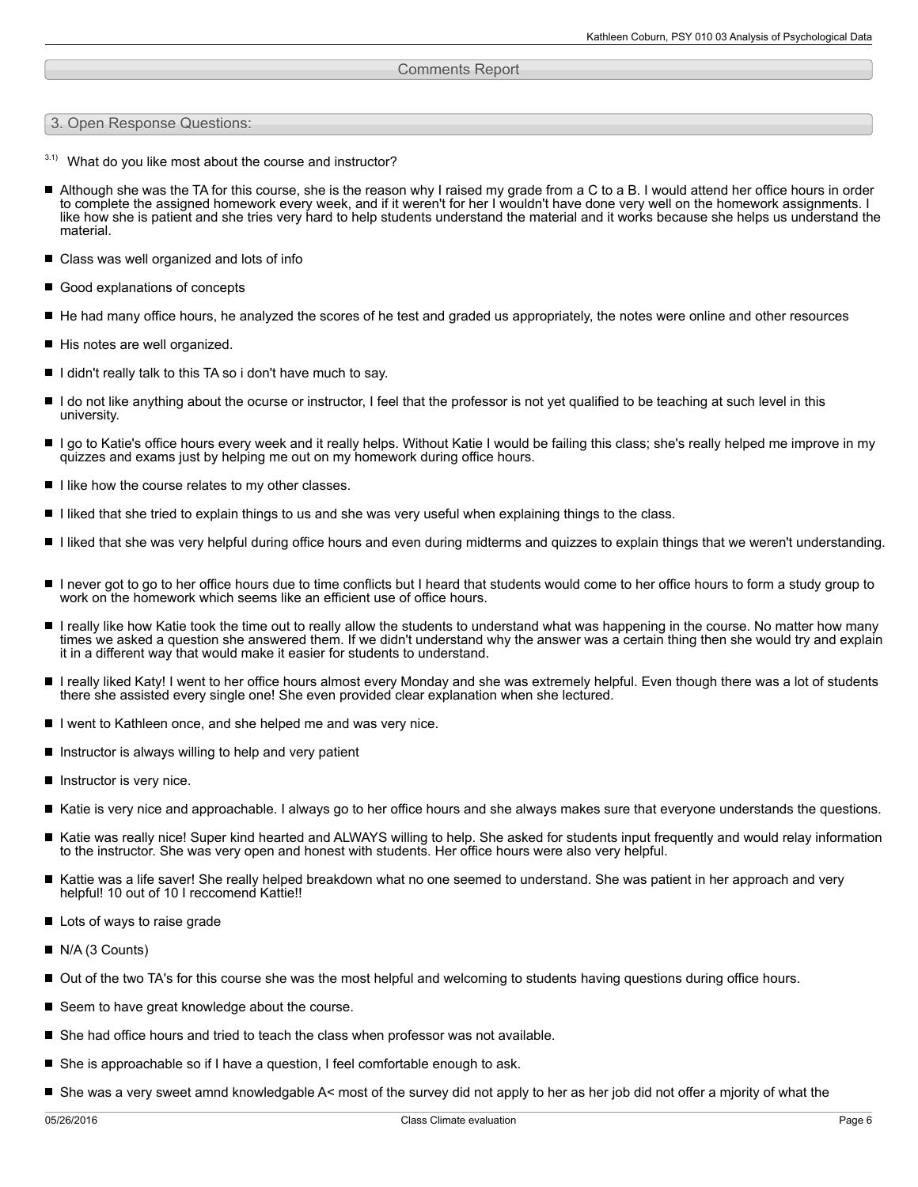## Comments Report

### 3. Open Response Questions:

3.1) What do you like most about the course and instructor?

- Although she was the TA for this course, she is the reason why I raised my grade from a C to a B. I would attend her office hours in order to complete the assigned homework every week, and if it weren't for her I wouldn't have done very well on the homework assignments. I like how she is patient and she tries very hard to help students understand the material and it works because she helps us understand the material.
- Class was well organized and lots of info
- Good explanations of concepts
- He had many office hours, he analyzed the scores of he test and graded us appropriately, the notes were online and other resources
- His notes are well organized.
- I didn't really talk to this TA so i don't have much to say.
- I do not like anything about the ocurse or instructor, I feel that the professor is not yet qualified to be teaching at such level in this university.
- I go to Katie's office hours every week and it really helps. Without Katie I would be failing this class; she's really helped me improve in my quizzes and exams just by helping me out on my homework during office hours.
- I like how the course relates to my other classes.
- I liked that she tried to explain things to us and she was very useful when explaining things to the class.
- I liked that she was very helpful during office hours and even during midterms and quizzes to explain things that we weren't understanding.
- I never got to go to her office hours due to time conflicts but I heard that students would come to her office hours to form a study group to work on the homework which seems like an efficient use of office hours.
- I really like how Katie took the time out to really allow the students to understand what was happening in the course. No matter how many times we asked a question she answered them. If we didn't understand why the answer was a certain thing then she would try and explain it in a different way that would make it easier for students to understand.
- I really liked Katy! I went to her office hours almost every Monday and she was extremely helpful. Even though there was a lot of students there she assisted every single one! She even provided clear explanation when she lectured.
- I went to Kathleen once, and she helped me and was very nice.
- Instructor is always willing to help and very patient
- Instructor is very nice.
- Katie is very nice and approachable. I always go to her office hours and she always makes sure that everyone understands the questions.
- Katie was really nice! Super kind hearted and ALWAYS willing to help. She asked for students input frequently and would relay information to the instructor. She was very open and honest with students. Her office hours were also very helpful.
- Kattie was a life saver! She really helped breakdown what no one seemed to understand. She was patient in her approach and very helpful! 10 out of 10 I reccomend Kattie!!
- Lots of ways to raise grade
- N/A (3 Counts)
- Out of the two TA's for this course she was the most helpful and welcoming to students having questions during office hours.
- Seem to have great knowledge about the course.
- She had office hours and tried to teach the class when professor was not available.
- She is approachable so if I have a question, I feel comfortable enough to ask.
- She was a very sweet amnd knowledgable A< most of the survey did not apply to her as her job did not offer a mjority of what the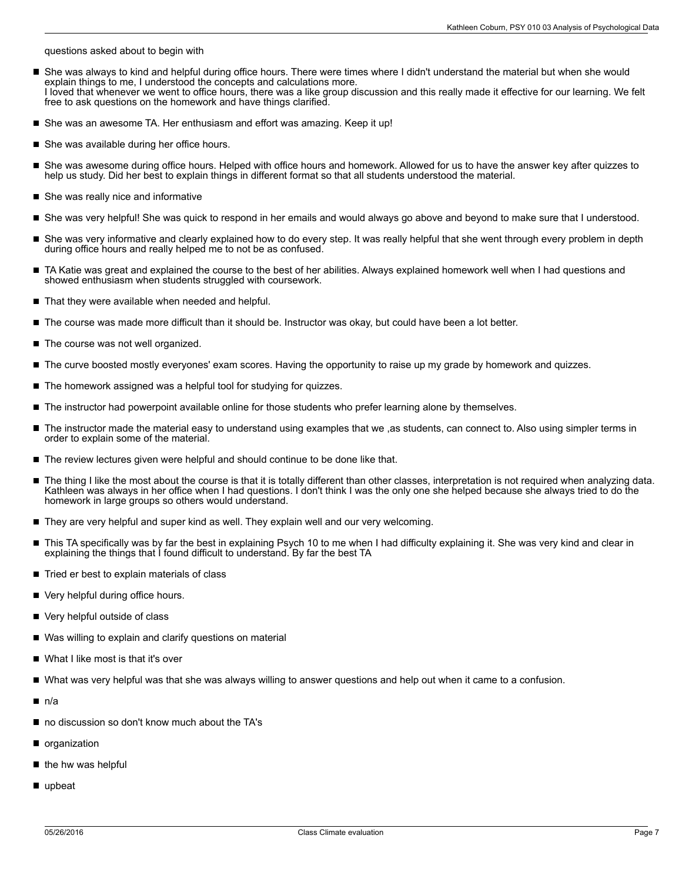questions asked about to begin with

- She was always to kind and helpful during office hours. There were times where I didn't understand the material but when she would explain things to me, I understood the concepts and calculations more.
  I loved that whenever we went to office hours, there was a like group discussion and this really made it effective for our learning. We felt free to ask questions on the homework and have things clarified.
- She was an awesome TA. Her enthusiasm and effort was amazing. Keep it up!
- She was available during her office hours.
- She was awesome during office hours. Helped with office hours and homework. Allowed for us to have the answer key after quizzes to help us study. Did her best to explain things in different format so that all students understood the material.
- She was really nice and informative
- She was very helpful! She was quick to respond in her emails and would always go above and beyond to make sure that I understood.
- She was very informative and clearly explained how to do every step. It was really helpful that she went through every problem in depth during office hours and really helped me to not be as confused.
- TA Katie was great and explained the course to the best of her abilities. Always explained homework well when I had questions and showed enthusiasm when students struggled with coursework.
- That they were available when needed and helpful.
- The course was made more difficult than it should be. Instructor was okay, but could have been a lot better.
- The course was not well organized.
- The curve boosted mostly everyones' exam scores. Having the opportunity to raise up my grade by homework and quizzes.
- The homework assigned was a helpful tool for studying for quizzes.
- The instructor had powerpoint available online for those students who prefer learning alone by themselves.
- The instructor made the material easy to understand using examples that we ,as students, can connect to. Also using simpler terms in order to explain some of the material.
- The review lectures given were helpful and should continue to be done like that.
- The thing I like the most about the course is that it is totally different than other classes, interpretation is not required when analyzing data. Kathleen was always in her office when I had questions. I don't think I was the only one she helped because she always tried to do the homework in large groups so others would understand.
- They are very helpful and super kind as well. They explain well and our very welcoming.
- This TA specifically was by far the best in explaining Psych 10 to me when I had difficulty explaining it. She was very kind and clear in explaining the things that I found difficult to understand. By far the best TA
- Tried er best to explain materials of class
- Very helpful during office hours.
- Very helpful outside of class
- Was willing to explain and clarify questions on material
- What I like most is that it's over
- What was very helpful was that she was always willing to answer questions and help out when it came to a confusion.
- n/a
- no discussion so don't know much about the TA's
- organization
- the hw was helpful
- upbeat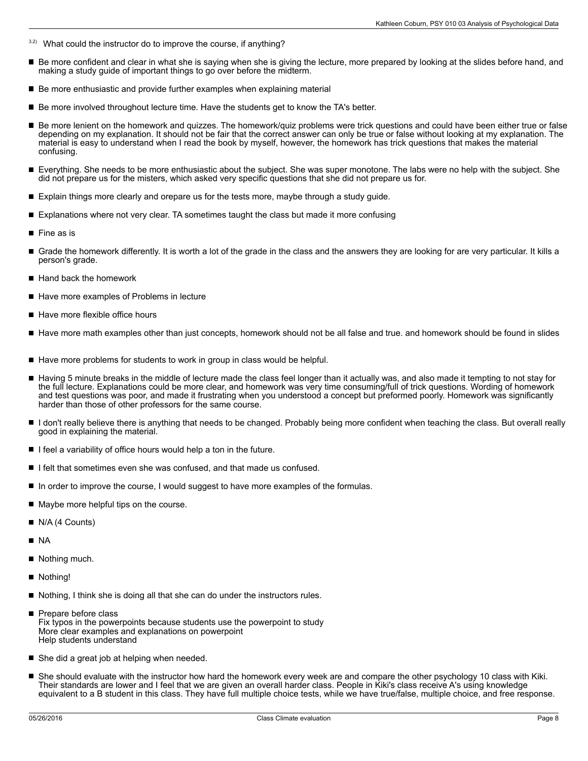3.2) What could the instructor do to improve the course, if anything?

- Be more confident and clear in what she is saying when she is giving the lecture, more prepared by looking at the slides before hand, and making a study guide of important things to go over before the midterm.
- Be more enthusiastic and provide further examples when explaining material
- Be more involved throughout lecture time. Have the students get to know the TA's better.
- Be more lenient on the homework and quizzes. The homework/quiz problems were trick questions and could have been either true or false depending on my explanation. It should not be fair that the correct answer can only be true or false without looking at my explanation. The material is easy to understand when I read the book by myself, however, the homework has trick questions that makes the material confusing.
- Everything. She needs to be more enthusiastic about the subject. She was super monotone. The labs were no help with the subject. She did not prepare us for the misters, which asked very specific questions that she did not prepare us for.
- Explain things more clearly and orepare us for the tests more, maybe through a study guide.
- Explanations where not very clear. TA sometimes taught the class but made it more confusing
- Fine as is
- Grade the homework differently. It is worth a lot of the grade in the class and the answers they are looking for are very particular. It kills a person's grade.
- Hand back the homework
- Have more examples of Problems in lecture
- Have more flexible office hours
- Have more math examples other than just concepts, homework should not be all false and true. and homework should be found in slides
- Have more problems for students to work in group in class would be helpful.
- Having 5 minute breaks in the middle of lecture made the class feel longer than it actually was, and also made it tempting to not stay for the full lecture. Explanations could be more clear, and homework was very time consuming/full of trick questions. Wording of homework and test questions was poor, and made it frustrating when you understood a concept but preformed poorly. Homework was significantly harder than those of other professors for the same course.
- I don't really believe there is anything that needs to be changed. Probably being more confident when teaching the class. But overall really good in explaining the material.
- I feel a variability of office hours would help a ton in the future.
- I felt that sometimes even she was confused, and that made us confused.
- In order to improve the course, I would suggest to have more examples of the formulas.
- Maybe more helpful tips on the course.
- N/A (4 Counts)
- NA
- Nothing much.
- Nothing!
- Nothing, I think she is doing all that she can do under the instructors rules.
- Prepare before class
  Fix typos in the powerpoints because students use the powerpoint to study
  More clear examples and explanations on powerpoint
  Help students understand
- She did a great job at helping when needed.
- She should evaluate with the instructor how hard the homework every week are and compare the other psychology 10 class with Kiki. Their standards are lower and I feel that we are given an overall harder class. People in Kiki's class receive A's using knowledge equivalent to a B student in this class. They have full multiple choice tests, while we have true/false, multiple choice, and free response.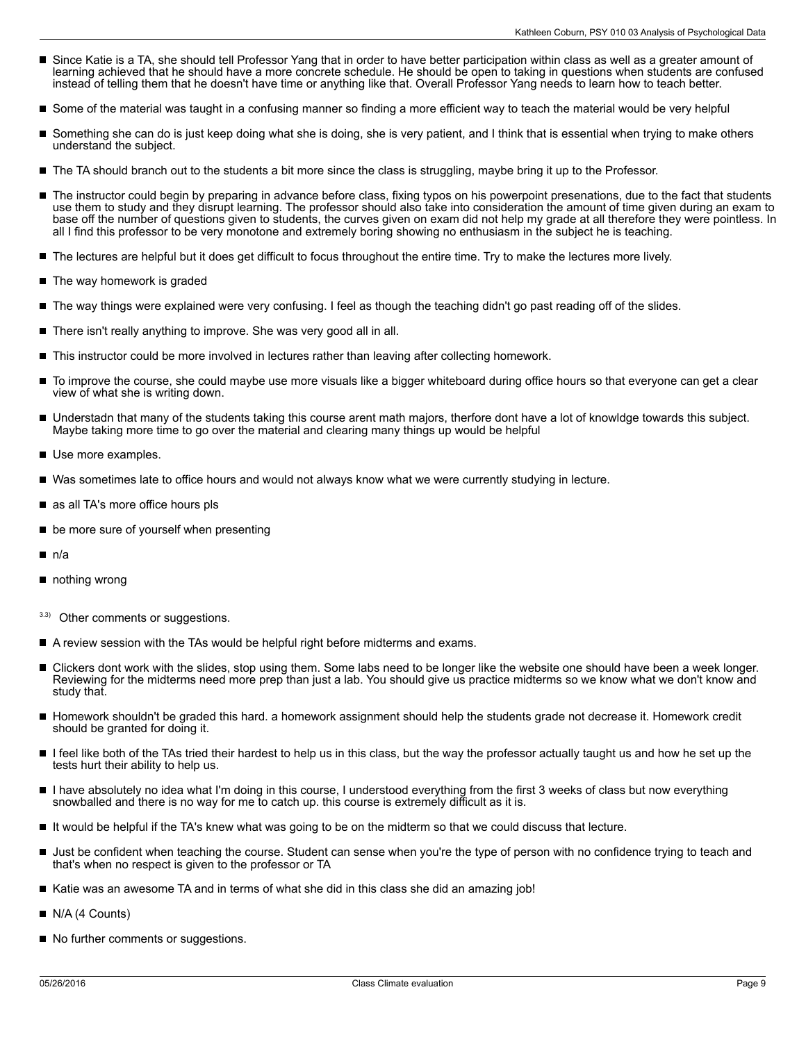- Since Katie is a TA, she should tell Professor Yang that in order to have better participation within class as well as a greater amount of learning achieved that he should have a more concrete schedule. He should be open to taking in questions when students are confused instead of telling them that he doesn't have time or anything like that. Overall Professor Yang needs to learn how to teach better.
- Some of the material was taught in a confusing manner so finding a more efficient way to teach the material would be very helpful
- Something she can do is just keep doing what she is doing, she is very patient, and I think that is essential when trying to make others understand the subject.
- The TA should branch out to the students a bit more since the class is struggling, maybe bring it up to the Professor.
- The instructor could begin by preparing in advance before class, fixing typos on his powerpoint presenations, due to the fact that students use them to study and they disrupt learning. The professor should also take into consideration the amount of time given during an exam to base off the number of questions given to students, the curves given on exam did not help my grade at all therefore they were pointless. In all I find this professor to be very monotone and extremely boring showing no enthusiasm in the subject he is teaching.
- The lectures are helpful but it does get difficult to focus throughout the entire time. Try to make the lectures more lively.
- The way homework is graded
- The way things were explained were very confusing. I feel as though the teaching didn't go past reading off of the slides.
- There isn't really anything to improve. She was very good all in all.
- This instructor could be more involved in lectures rather than leaving after collecting homework.
- To improve the course, she could maybe use more visuals like a bigger whiteboard during office hours so that everyone can get a clear view of what she is writing down.
- Understadn that many of the students taking this course arent math majors, therfore dont have a lot of knowldge towards this subject. Maybe taking more time to go over the material and clearing many things up would be helpful
- Use more examples.
- Was sometimes late to office hours and would not always know what we were currently studying in lecture.
- as all TA's more office hours pls
- be more sure of yourself when presenting
- n/a
- nothing wrong

3.3) Other comments or suggestions.

- A review session with the TAs would be helpful right before midterms and exams.
- Clickers dont work with the slides, stop using them. Some labs need to be longer like the website one should have been a week longer. Reviewing for the midterms need more prep than just a lab. You should give us practice midterms so we know what we don't know and study that.
- Homework shouldn't be graded this hard. a homework assignment should help the students grade not decrease it. Homework credit should be granted for doing it.
- I feel like both of the TAs tried their hardest to help us in this class, but the way the professor actually taught us and how he set up the tests hurt their ability to help us.
- I have absolutely no idea what I'm doing in this course, I understood everything from the first 3 weeks of class but now everything snowballed and there is no way for me to catch up. this course is extremely difficult as it is.
- It would be helpful if the TA's knew what was going to be on the midterm so that we could discuss that lecture.
- Just be confident when teaching the course. Student can sense when you're the type of person with no confidence trying to teach and that's when no respect is given to the professor or TA
- Katie was an awesome TA and in terms of what she did in this class she did an amazing job!
- N/A (4 Counts)
- No further comments or suggestions.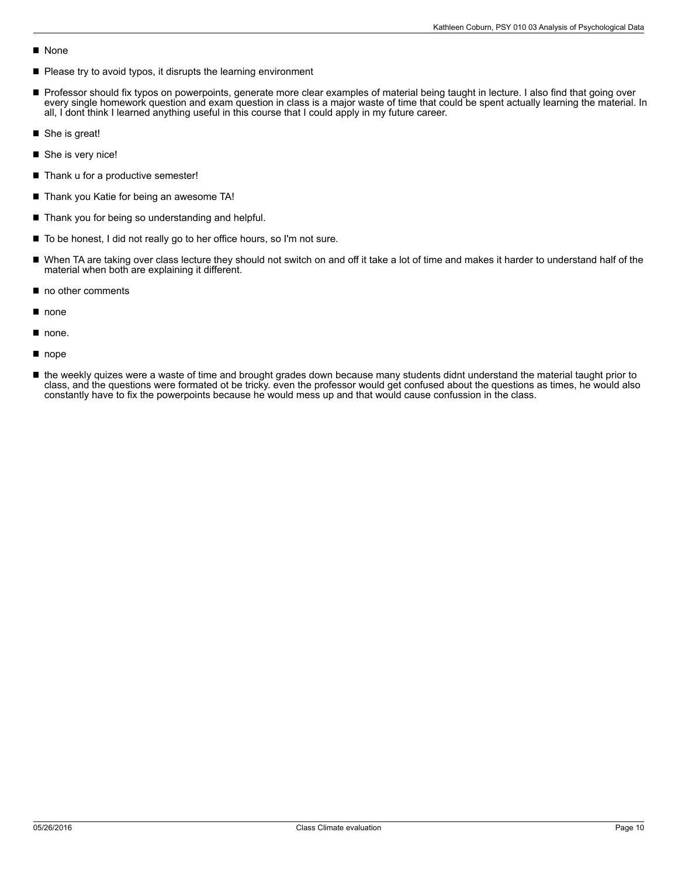- None
- Please try to avoid typos, it disrupts the learning environment
- Professor should fix typos on powerpoints, generate more clear examples of material being taught in lecture. I also find that going over every single homework question and exam question in class is a major waste of time that could be spent actually learning the material. In all, I dont think I learned anything useful in this course that I could apply in my future career.
- She is great!
- She is very nice!
- Thank u for a productive semester!
- Thank you Katie for being an awesome TA!
- Thank you for being so understanding and helpful.
- To be honest, I did not really go to her office hours, so I'm not sure.
- When TA are taking over class lecture they should not switch on and off it take a lot of time and makes it harder to understand half of the material when both are explaining it different.
- no other comments
- none
- none.
- nope
- the weekly quizes were a waste of time and brought grades down because many students didnt understand the material taught prior to class, and the questions were formated ot be tricky. even the professor would get confused about the questions as times, he would also constantly have to fix the powerpoints because he would mess up and that would cause confussion in the class.